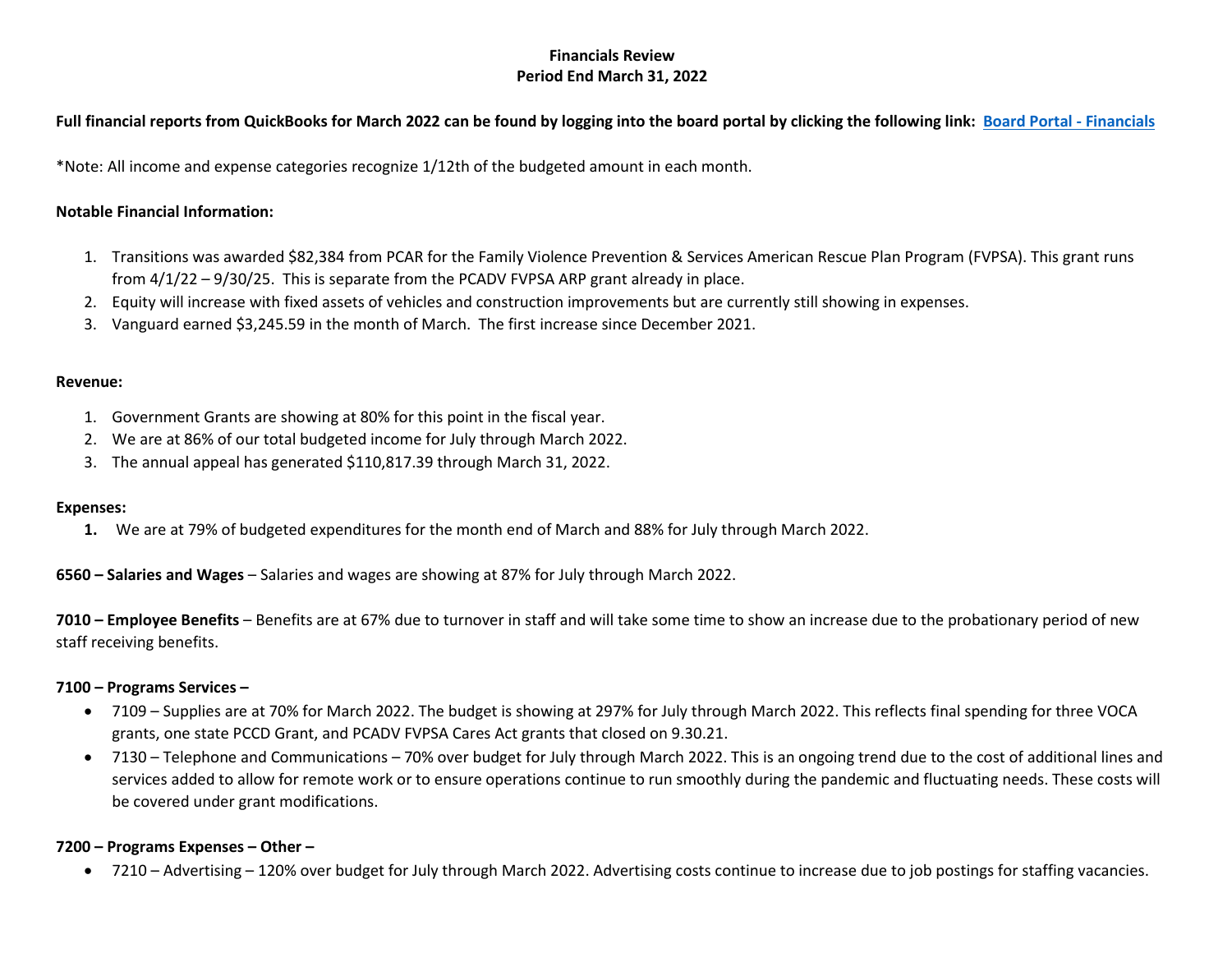# Financials Review
## Period End March 31, 2022

**Full financial reports from QuickBooks for March 2022 can be found by logging into the board portal by clicking the following link: Board Portal - Financials**

*Note: All income and expense categories recognize 1/12th of the budgeted amount in each month.

**Notable Financial Information:**

1. Transitions was awarded $82,384 from PCAR for the Family Violence Prevention & Services American Rescue Plan Program (FVPSA). This grant runs from 4/1/22 – 9/30/25. This is separate from the PCADV FVPSA ARP grant already in place.
2. Equity will increase with fixed assets of vehicles and construction improvements but are currently still showing in expenses.
3. Vanguard earned $3,245.59 in the month of March. The first increase since December 2021.

**Revenue:**

1. Government Grants are showing at 80% for this point in the fiscal year.
2. We are at 86% of our total budgeted income for July through March 2022.
3. The annual appeal has generated $110,817.39 through March 31, 2022.

**Expenses:**

1. We are at 79% of budgeted expenditures for the month end of March and 88% for July through March 2022.

**6560 – Salaries and Wages** – Salaries and wages are showing at 87% for July through March 2022.

**7010 – Employee Benefits** – Benefits are at 67% due to turnover in staff and will take some time to show an increase due to the probationary period of new staff receiving benefits.

**7100 – Programs Services –**

- 7109 – Supplies are at 70% for March 2022. The budget is showing at 297% for July through March 2022. This reflects final spending for three VOCA grants, one state PCCD Grant, and PCADV FVPSA Cares Act grants that closed on 9.30.21.
- 7130 – Telephone and Communications – 70% over budget for July through March 2022. This is an ongoing trend due to the cost of additional lines and services added to allow for remote work or to ensure operations continue to run smoothly during the pandemic and fluctuating needs. These costs will be covered under grant modifications.

**7200 – Programs Expenses – Other –**

- 7210 – Advertising – 120% over budget for July through March 2022. Advertising costs continue to increase due to job postings for staffing vacancies.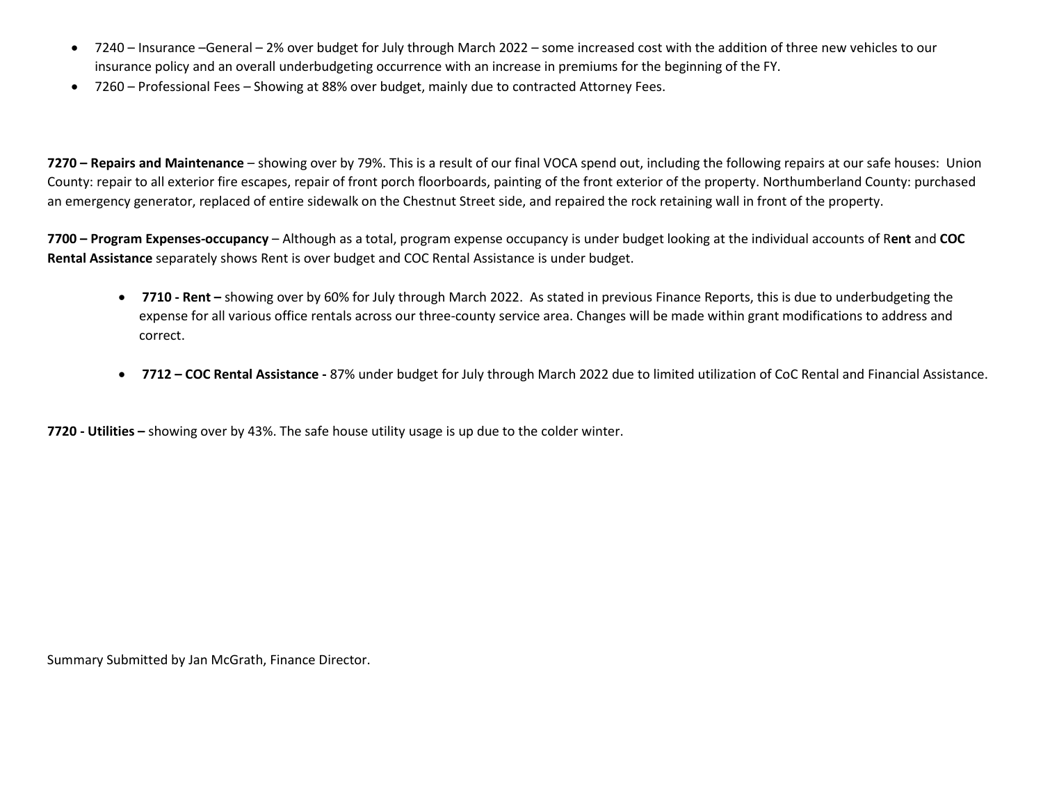- 7240 – Insurance –General – 2% over budget for July through March 2022 – some increased cost with the addition of three new vehicles to our insurance policy and an overall underbudgeting occurrence with an increase in premiums for the beginning of the FY.
- 7260 – Professional Fees – Showing at 88% over budget, mainly due to contracted Attorney Fees.

**7270 – Repairs and Maintenance** – showing over by 79%. This is a result of our final VOCA spend out, including the following repairs at our safe houses: Union County: repair to all exterior fire escapes, repair of front porch floorboards, painting of the front exterior of the property. Northumberland County: purchased an emergency generator, replaced of entire sidewalk on the Chestnut Street side, and repaired the rock retaining wall in front of the property.

**7700 – Program Expenses-occupancy** – Although as a total, program expense occupancy is under budget looking at the individual accounts of R**ent** and **COC Rental Assistance** separately shows Rent is over budget and COC Rental Assistance is under budget.

- **7710 - Rent –** showing over by 60% for July through March 2022. As stated in previous Finance Reports, this is due to underbudgeting the expense for all various office rentals across our three-county service area. Changes will be made within grant modifications to address and correct.

- **7712 – COC Rental Assistance -** 87% under budget for July through March 2022 due to limited utilization of CoC Rental and Financial Assistance.

**7720 - Utilities –** showing over by 43%. The safe house utility usage is up due to the colder winter.

Summary Submitted by Jan McGrath, Finance Director.